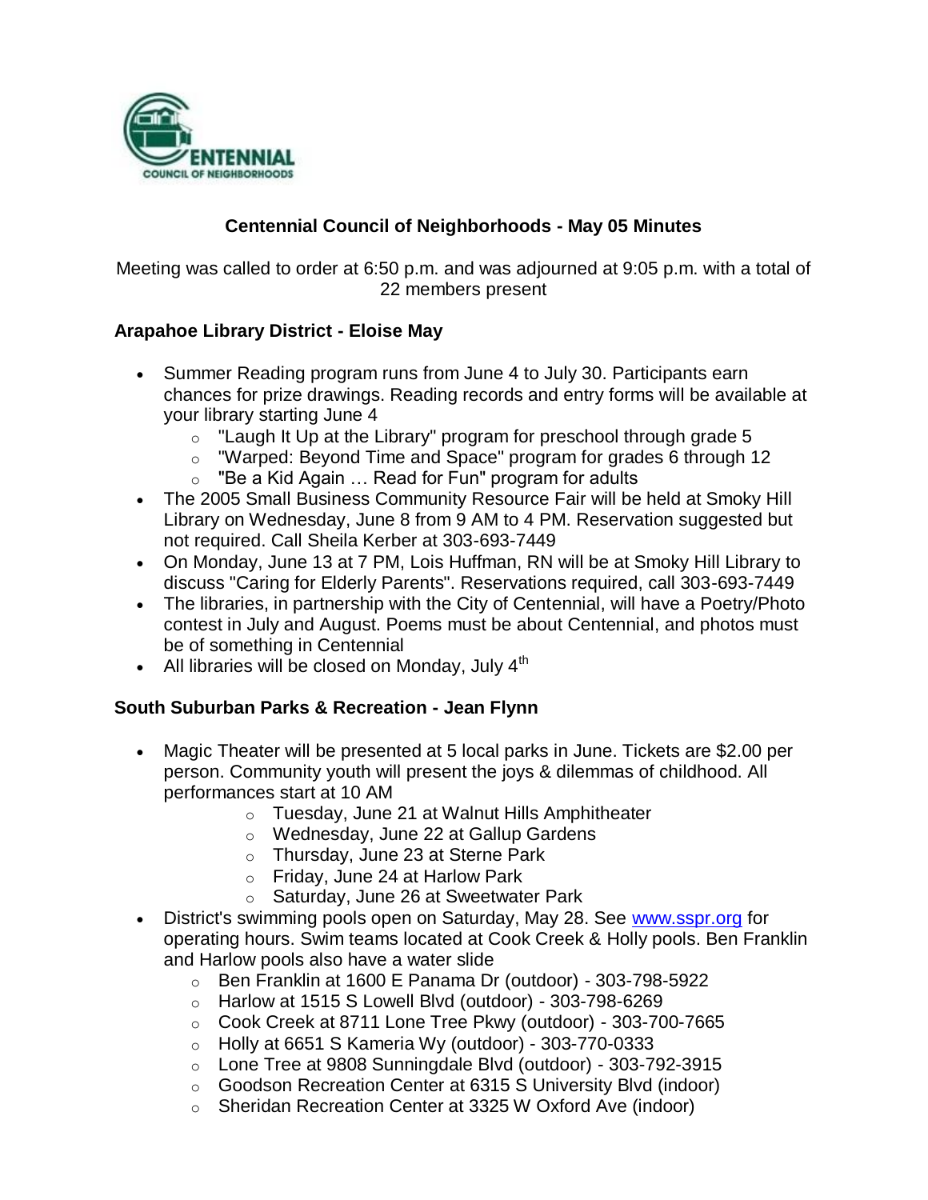# Centennial Council of Neighborhoods - May 05 Minutes

Meeting was called to order at 6:50 p.m. and was adjourned at 9:05 p.m. with a total of 22 members present

### Arapahoe Library District - Eloise May

- Summer Reading program runs from June 4 to July 30. Participants earn chances for prize drawings. Reading records and entry forms will be available at your library starting June 4
  - "Laugh It Up at the Library" program for preschool through grade 5
  - "Warped: Beyond Time and Space" program for grades 6 through 12
  - "Be a Kid Again … Read for Fun" program for adults
- The 2005 Small Business Community Resource Fair will be held at Smoky Hill Library on Wednesday, June 8 from 9 AM to 4 PM. Reservation suggested but not required. Call Sheila Kerber at 303-693-7449
- On Monday, June 13 at 7 PM, Lois Huffman, RN will be at Smoky Hill Library to discuss "Caring for Elderly Parents". Reservations required, call 303-693-7449
- The libraries, in partnership with the City of Centennial, will have a Poetry/Photo contest in July and August. Poems must be about Centennial, and photos must be of something in Centennial
- All libraries will be closed on Monday, July 4th

### South Suburban Parks & Recreation - Jean Flynn

- Magic Theater will be presented at 5 local parks in June. Tickets are $2.00 per person. Community youth will present the joys & dilemmas of childhood. All performances start at 10 AM
  - Tuesday, June 21 at Walnut Hills Amphitheater
  - Wednesday, June 22 at Gallup Gardens
  - Thursday, June 23 at Sterne Park
  - Friday, June 24 at Harlow Park
  - Saturday, June 26 at Sweetwater Park
- District's swimming pools open on Saturday, May 28. See www.sspr.org for operating hours. Swim teams located at Cook Creek & Holly pools. Ben Franklin and Harlow pools also have a water slide
  - Ben Franklin at 1600 E Panama Dr (outdoor) - 303-798-5922
  - Harlow at 1515 S Lowell Blvd (outdoor) - 303-798-6269
  - Cook Creek at 8711 Lone Tree Pkwy (outdoor) - 303-700-7665
  - Holly at 6651 S Kameria Wy (outdoor) - 303-770-0333
  - Lone Tree at 9808 Sunningdale Blvd (outdoor) - 303-792-3915
  - Goodson Recreation Center at 6315 S University Blvd (indoor)
  - Sheridan Recreation Center at 3325 W Oxford Ave (indoor)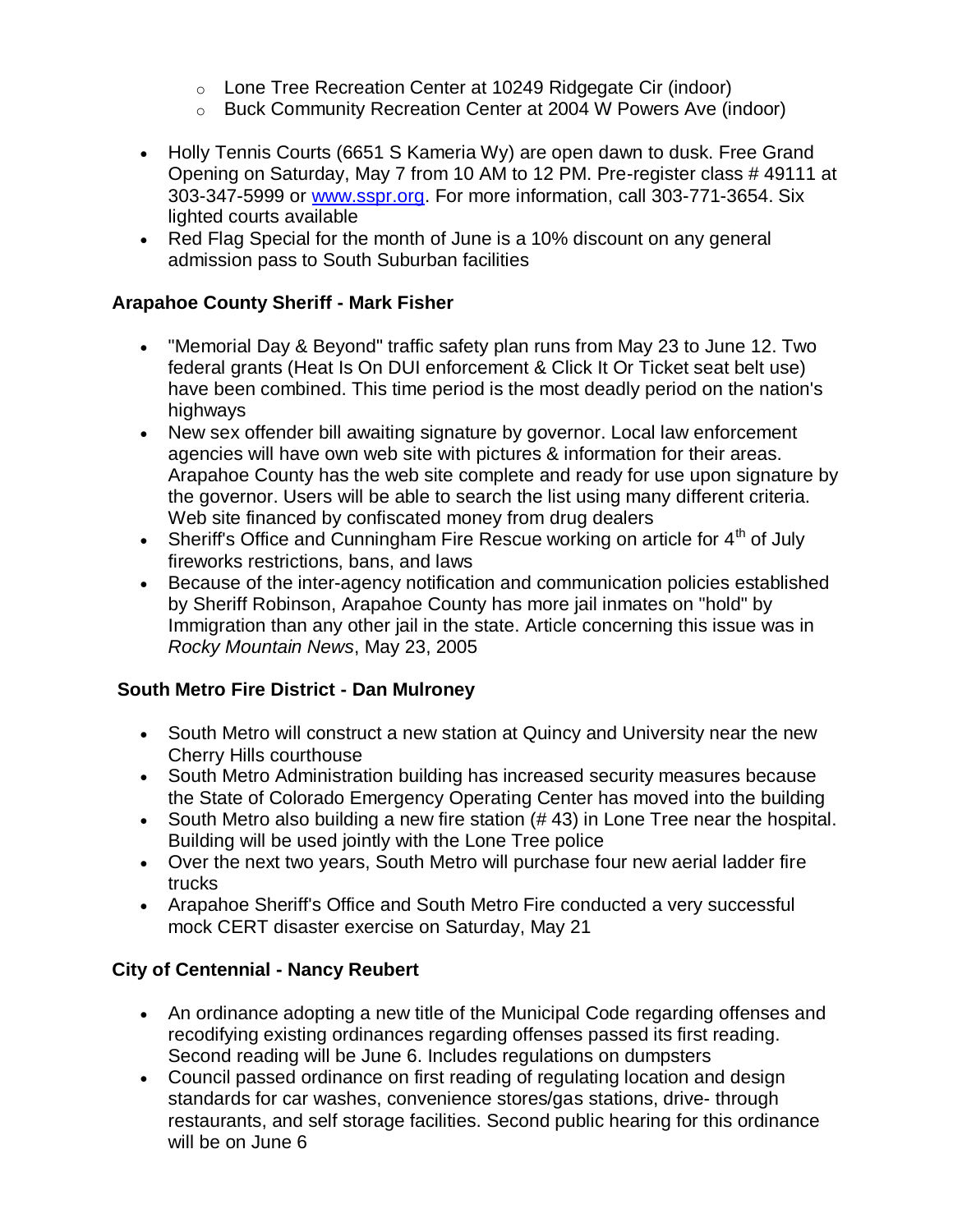- Lone Tree Recreation Center at 10249 Ridgegate Cir (indoor)
    - Buck Community Recreation Center at 2004 W Powers Ave (indoor)

- Holly Tennis Courts (6651 S Kameria Wy) are open dawn to dusk. Free Grand Opening on Saturday, May 7 from 10 AM to 12 PM. Pre-register class # 49111 at 303-347-5999 or [www.sspr.org](http://www.sspr.org). For more information, call 303-771-3654. Six lighted courts available
- Red Flag Special for the month of June is a 10% discount on any general admission pass to South Suburban facilities

**Arapahoe County Sheriff - Mark Fisher**

- "Memorial Day & Beyond" traffic safety plan runs from May 23 to June 12. Two federal grants (Heat Is On DUI enforcement & Click It Or Ticket seat belt use) have been combined. This time period is the most deadly period on the nation's highways
- New sex offender bill awaiting signature by governor. Local law enforcement agencies will have own web site with pictures & information for their areas. Arapahoe County has the web site complete and ready for use upon signature by the governor. Users will be able to search the list using many different criteria. Web site financed by confiscated money from drug dealers
- Sheriff's Office and Cunningham Fire Rescue working on article for 4th of July fireworks restrictions, bans, and laws
- Because of the inter-agency notification and communication policies established by Sheriff Robinson, Arapahoe County has more jail inmates on "hold" by Immigration than any other jail in the state. Article concerning this issue was in *Rocky Mountain News*, May 23, 2005

**South Metro Fire District - Dan Mulroney**

- South Metro will construct a new station at Quincy and University near the new Cherry Hills courthouse
- South Metro Administration building has increased security measures because the State of Colorado Emergency Operating Center has moved into the building
- South Metro also building a new fire station (# 43) in Lone Tree near the hospital. Building will be used jointly with the Lone Tree police
- Over the next two years, South Metro will purchase four new aerial ladder fire trucks
- Arapahoe Sheriff's Office and South Metro Fire conducted a very successful mock CERT disaster exercise on Saturday, May 21

**City of Centennial - Nancy Reubert**

- An ordinance adopting a new title of the Municipal Code regarding offenses and recodifying existing ordinances regarding offenses passed its first reading. Second reading will be June 6. Includes regulations on dumpsters
- Council passed ordinance on first reading of regulating location and design standards for car washes, convenience stores/gas stations, drive- through restaurants, and self storage facilities. Second public hearing for this ordinance will be on June 6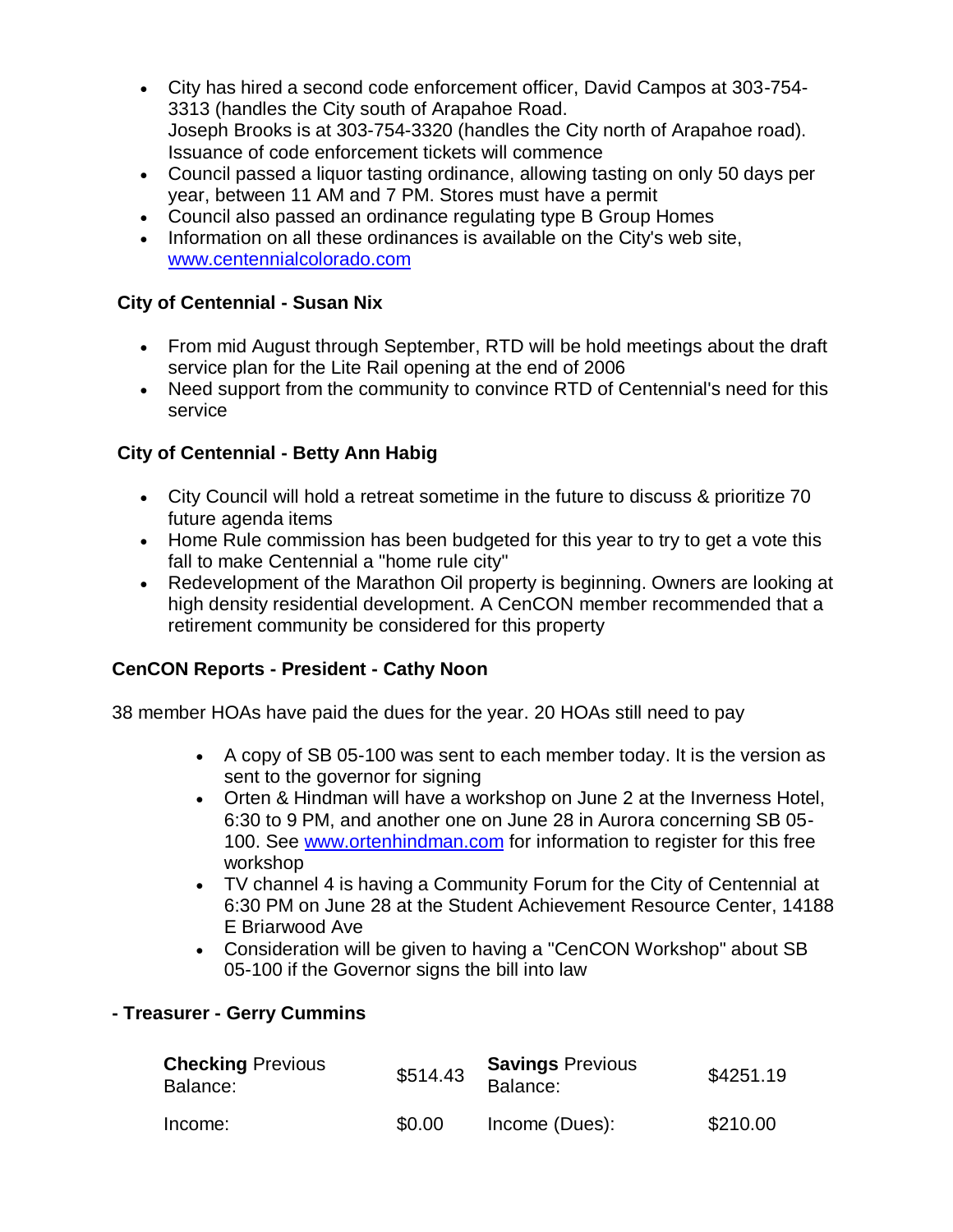- City has hired a second code enforcement officer, David Campos at 303-754-3313 (handles the City south of Arapahoe Road.
  Joseph Brooks is at 303-754-3320 (handles the City north of Arapahoe road). Issuance of code enforcement tickets will commence
- Council passed a liquor tasting ordinance, allowing tasting on only 50 days per year, between 11 AM and 7 PM. Stores must have a permit
- Council also passed an ordinance regulating type B Group Homes
- Information on all these ordinances is available on the City's web site, [www.centennialcolorado.com](www.centennialcolorado.com)

**City of Centennial - Susan Nix**

- From mid August through September, RTD will be hold meetings about the draft service plan for the Lite Rail opening at the end of 2006
- Need support from the community to convince RTD of Centennial's need for this service

**City of Centennial - Betty Ann Habig**

- City Council will hold a retreat sometime in the future to discuss & prioritize 70 future agenda items
- Home Rule commission has been budgeted for this year to try to get a vote this fall to make Centennial a "home rule city"
- Redevelopment of the Marathon Oil property is beginning. Owners are looking at high density residential development. A CenCON member recommended that a retirement community be considered for this property

**CenCON Reports - President - Cathy Noon**

38 member HOAs have paid the dues for the year. 20 HOAs still need to pay

- A copy of SB 05-100 was sent to each member today. It is the version as sent to the governor for signing
- Orten & Hindman will have a workshop on June 2 at the Inverness Hotel, 6:30 to 9 PM, and another one on June 28 in Aurora concerning SB 05-100. See [www.ortenhindman.com](www.ortenhindman.com) for information to register for this free workshop
- TV channel 4 is having a Community Forum for the City of Centennial at 6:30 PM on June 28 at the Student Achievement Resource Center, 14188 E Briarwood Ave
- Consideration will be given to having a "CenCON Workshop" about SB 05-100 if the Governor signs the bill into law

**- Treasurer - Gerry Cummins**

| **Checking** Previous Balance: | $514.43 | **Savings** Previous Balance: | $4251.19 |
|---|---|---|---|
| Income: | $0.00 | Income (Dues): | $210.00 |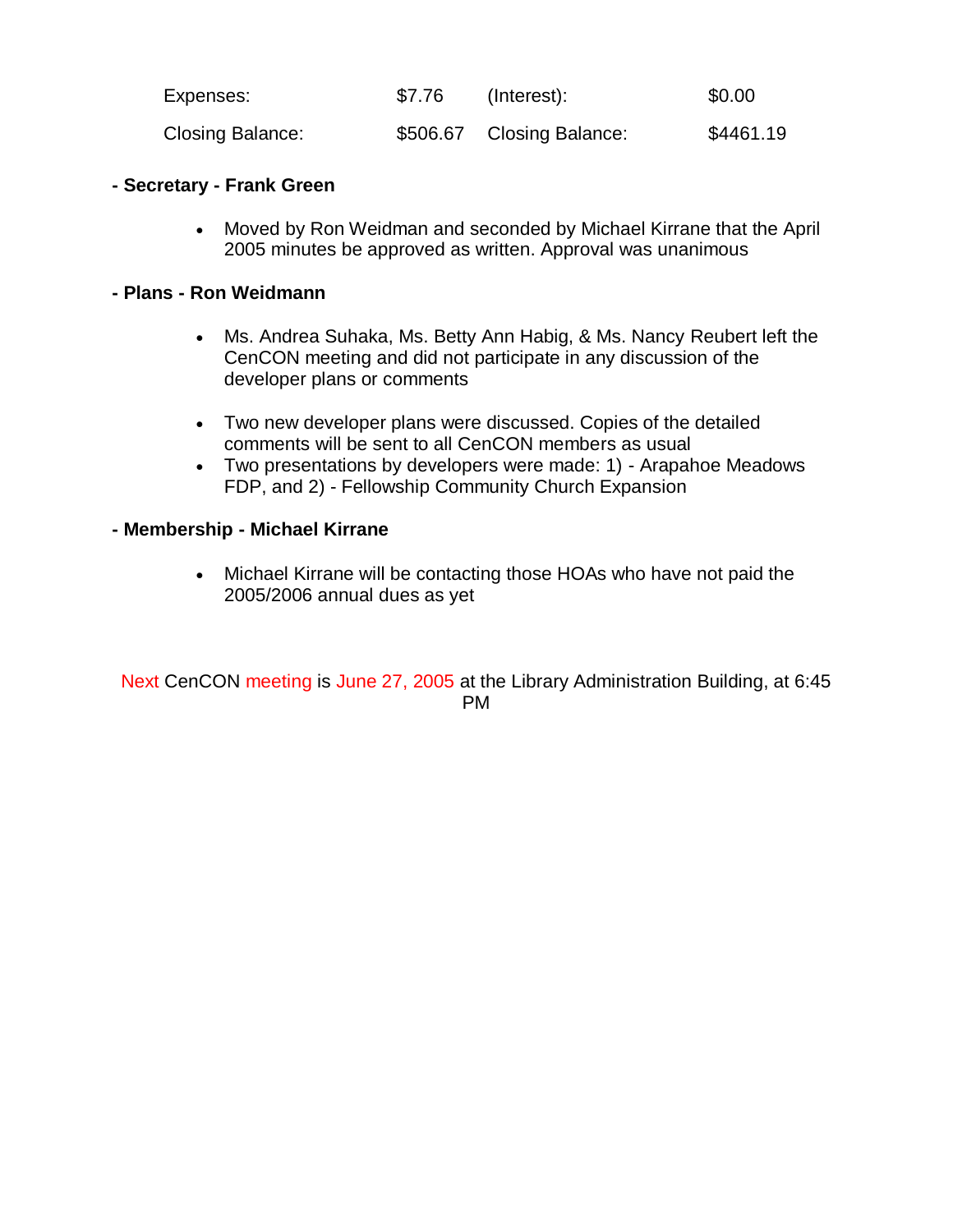| | | | |
|---|---|---|---|
| Expenses: | $7.76 | (Interest): | $0.00 |
| Closing Balance: | $506.67 | Closing Balance: | $4461.19 |

**- Secretary - Frank Green**

- Moved by Ron Weidman and seconded by Michael Kirrane that the April 2005 minutes be approved as written. Approval was unanimous

**- Plans - Ron Weidmann**

- Ms. Andrea Suhaka, Ms. Betty Ann Habig, & Ms. Nancy Reubert left the CenCON meeting and did not participate in any discussion of the developer plans or comments

- Two new developer plans were discussed. Copies of the detailed comments will be sent to all CenCON members as usual
- Two presentations by developers were made: 1) - Arapahoe Meadows FDP, and 2) - Fellowship Community Church Expansion

**- Membership - Michael Kirrane**

- Michael Kirrane will be contacting those HOAs who have not paid the 2005/2006 annual dues as yet

Next CenCON meeting is June 27, 2005 at the Library Administration Building, at 6:45 PM